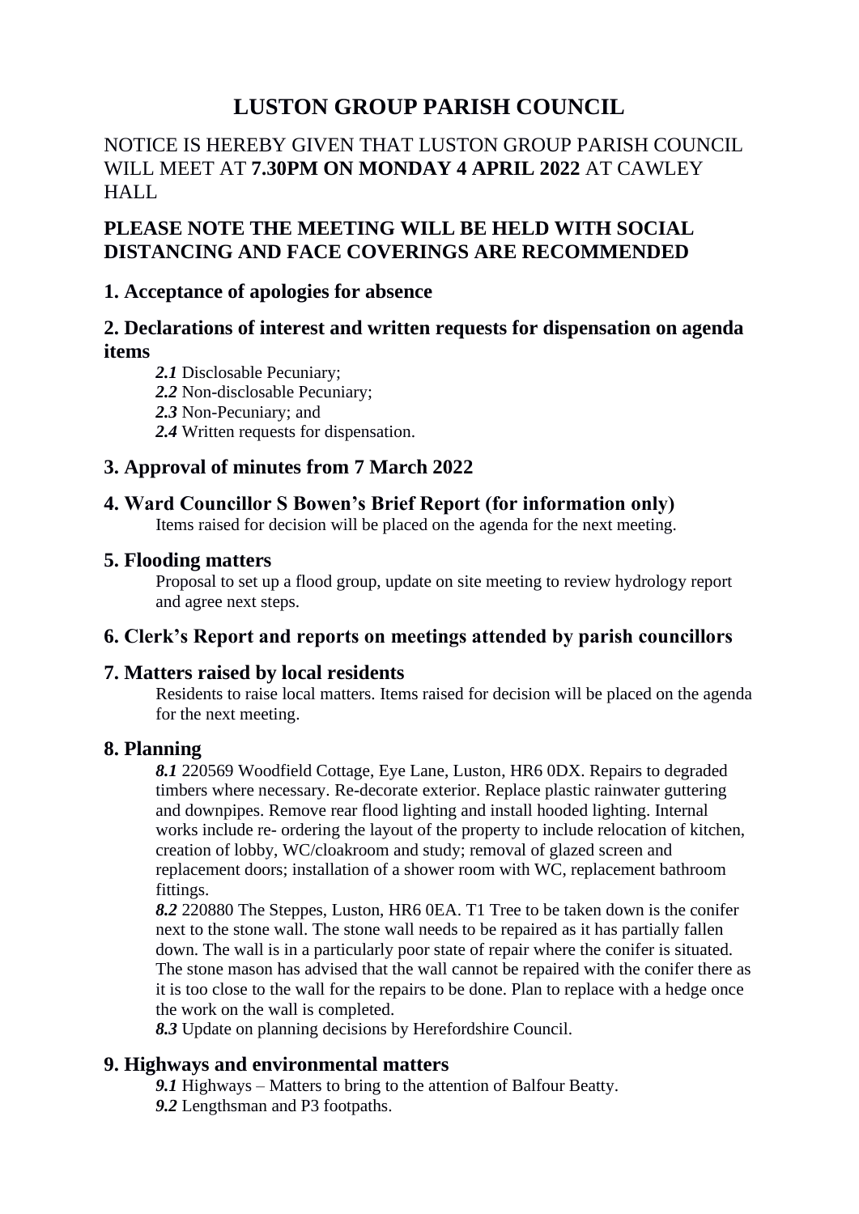# LUSTON GROUP PARISH COUNCIL

NOTICE IS HEREBY GIVEN THAT LUSTON GROUP PARISH COUNCIL WILL MEET AT **7.30PM ON MONDAY 4 APRIL 2022** AT CAWLEY HALL

**PLEASE NOTE THE MEETING WILL BE HELD WITH SOCIAL DISTANCING AND FACE COVERINGS ARE RECOMMENDED**

## 1. Acceptance of apologies for absence

## 2. Declarations of interest and written requests for dispensation on agenda items

***2.1*** Disclosable Pecuniary;
***2.2*** Non-disclosable Pecuniary;
***2.3*** Non-Pecuniary; and
***2.4*** Written requests for dispensation.

## 3. Approval of minutes from 7 March 2022

## 4. Ward Councillor S Bowen's Brief Report (for information only)

Items raised for decision will be placed on the agenda for the next meeting.

## 5. Flooding matters

Proposal to set up a flood group, update on site meeting to review hydrology report and agree next steps.

## 6. Clerk's Report and reports on meetings attended by parish councillors

## 7. Matters raised by local residents

Residents to raise local matters. Items raised for decision will be placed on the agenda for the next meeting.

## 8. Planning

***8.1*** 220569 Woodfield Cottage, Eye Lane, Luston, HR6 0DX. Repairs to degraded timbers where necessary. Re-decorate exterior. Replace plastic rainwater guttering and downpipes. Remove rear flood lighting and install hooded lighting. Internal works include re- ordering the layout of the property to include relocation of kitchen, creation of lobby, WC/cloakroom and study; removal of glazed screen and replacement doors; installation of a shower room with WC, replacement bathroom fittings.

***8.2*** 220880 The Steppes, Luston, HR6 0EA. T1 Tree to be taken down is the conifer next to the stone wall. The stone wall needs to be repaired as it has partially fallen down. The wall is in a particularly poor state of repair where the conifer is situated. The stone mason has advised that the wall cannot be repaired with the conifer there as it is too close to the wall for the repairs to be done. Plan to replace with a hedge once the work on the wall is completed.

***8.3*** Update on planning decisions by Herefordshire Council.

## 9. Highways and environmental matters

***9.1*** Highways – Matters to bring to the attention of Balfour Beatty.
***9.2*** Lengthsman and P3 footpaths.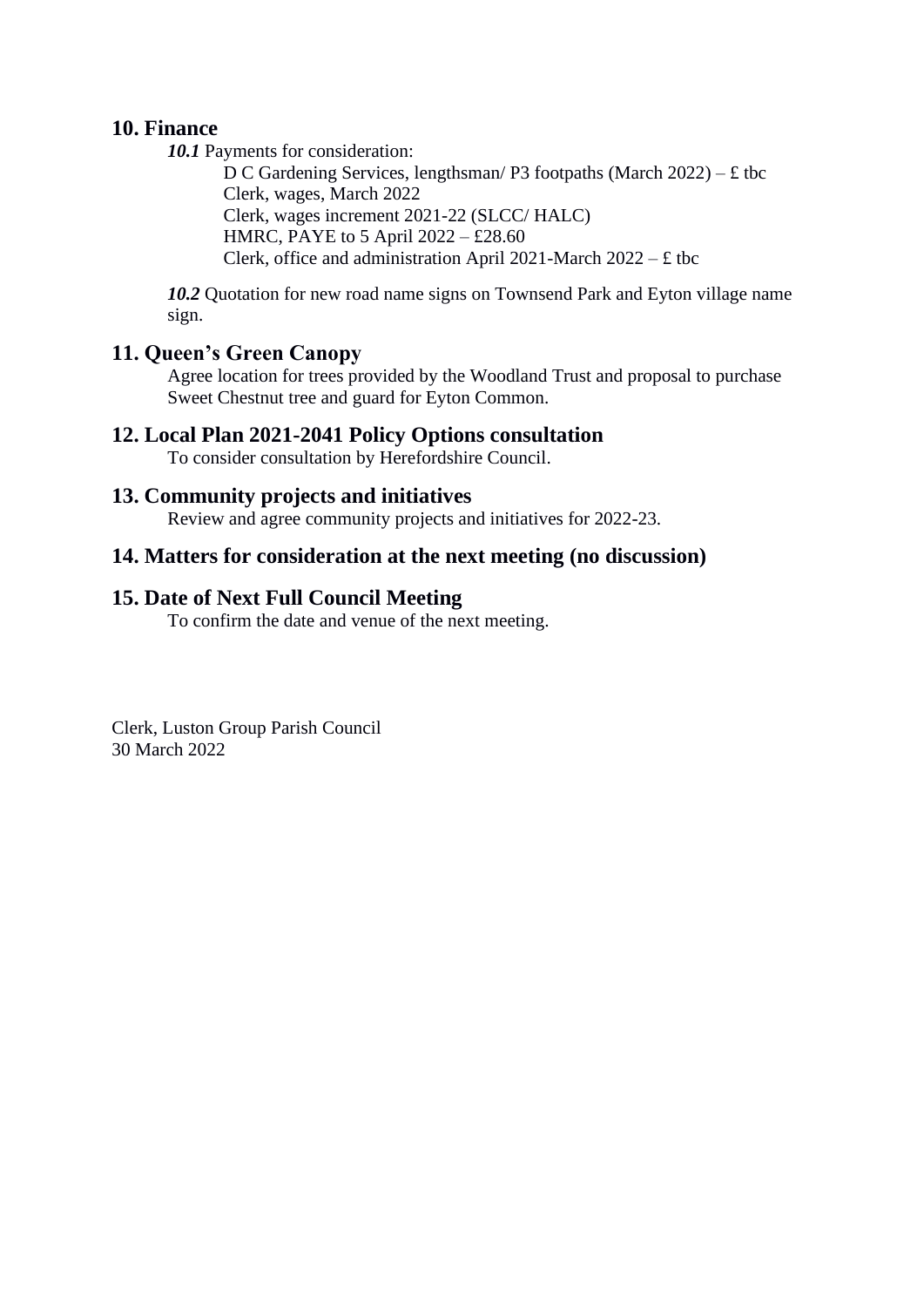## 10. Finance

***10.1*** Payments for consideration:

D C Gardening Services, lengthsman/ P3 footpaths (March 2022) – £ tbc
Clerk, wages, March 2022
Clerk, wages increment 2021-22 (SLCC/ HALC)
HMRC, PAYE to 5 April 2022 – £28.60
Clerk, office and administration April 2021-March 2022 – £ tbc

***10.2*** Quotation for new road name signs on Townsend Park and Eyton village name sign.

## 11. Queen's Green Canopy

Agree location for trees provided by the Woodland Trust and proposal to purchase Sweet Chestnut tree and guard for Eyton Common.

## 12. Local Plan 2021-2041 Policy Options consultation

To consider consultation by Herefordshire Council.

## 13. Community projects and initiatives

Review and agree community projects and initiatives for 2022-23.

## 14. Matters for consideration at the next meeting (no discussion)

## 15. Date of Next Full Council Meeting

To confirm the date and venue of the next meeting.

Clerk, Luston Group Parish Council
30 March 2022